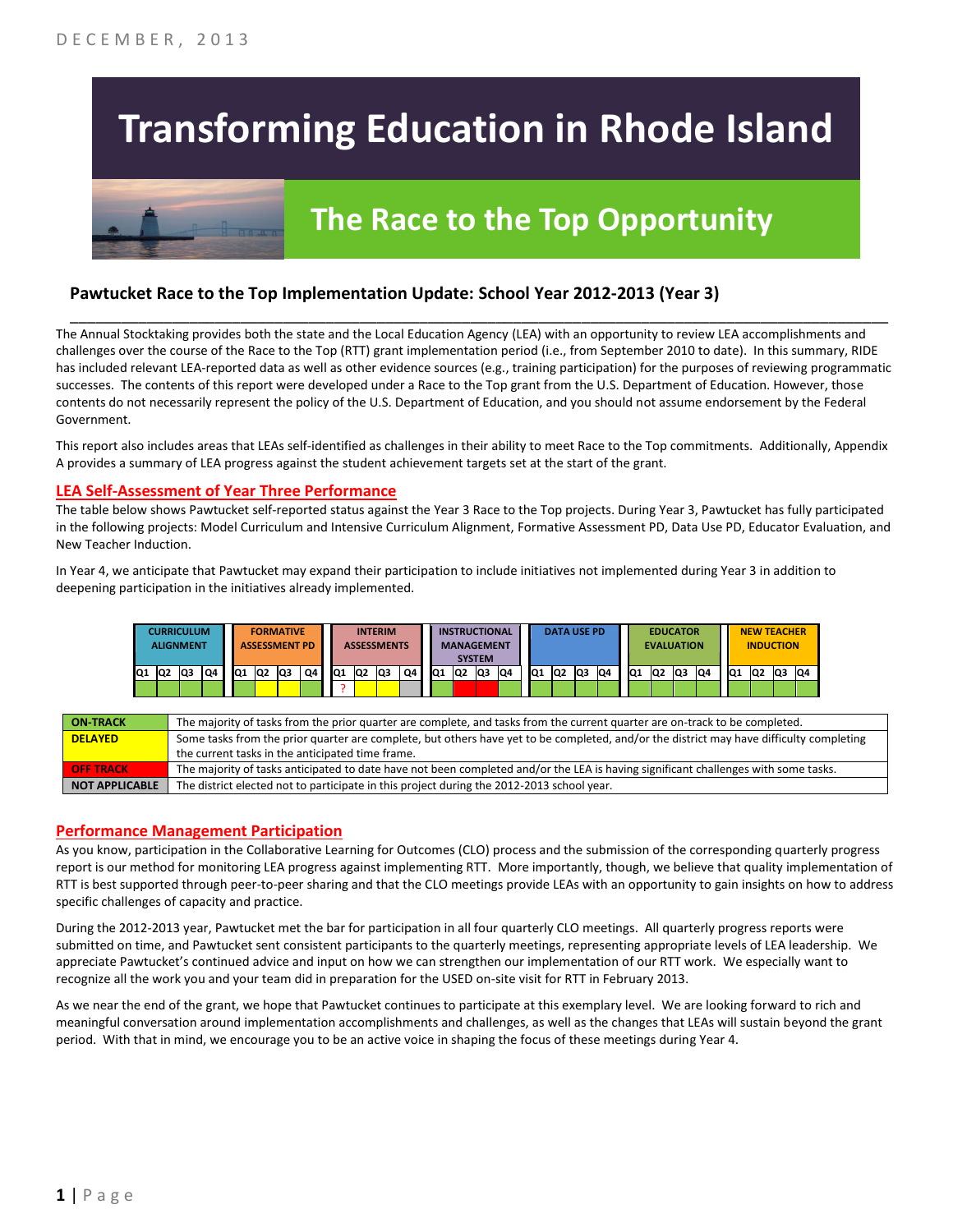DECEMBER, 2013

# Transforming Education in Rhode Island

## The Race to the Top Opportunity

### Pawtucket Race to the Top Implementation Update: School Year 2012-2013 (Year 3)

The Annual Stocktaking provides both the state and the Local Education Agency (LEA) with an opportunity to review LEA accomplishments and challenges over the course of the Race to the Top (RTT) grant implementation period (i.e., from September 2010 to date). In this summary, RIDE has included relevant LEA-reported data as well as other evidence sources (e.g., training participation) for the purposes of reviewing programmatic successes. The contents of this report were developed under a Race to the Top grant from the U.S. Department of Education. However, those contents do not necessarily represent the policy of the U.S. Department of Education, and you should not assume endorsement by the Federal Government.

This report also includes areas that LEAs self-identified as challenges in their ability to meet Race to the Top commitments. Additionally, Appendix A provides a summary of LEA progress against the student achievement targets set at the start of the grant.

## LEA Self-Assessment of Year Three Performance

The table below shows Pawtucket self-reported status against the Year 3 Race to the Top projects. During Year 3, Pawtucket has fully participated in the following projects: Model Curriculum and Intensive Curriculum Alignment, Formative Assessment PD, Data Use PD, Educator Evaluation, and New Teacher Induction.

In Year 4, we anticipate that Pawtucket may expand their participation to include initiatives not implemented during Year 3 in addition to deepening participation in the initiatives already implemented.

| Project | Q1 | Q2 | Q3 | Q4 |
|---|---|---|---|---|
| CURRICULUM ALIGNMENT | On-Track | On-Track | On-Track | On-Track |
| FORMATIVE ASSESSMENT PD | On-Track | Delayed | Delayed | On-Track |
| INTERIM ASSESSMENTS | ? | Delayed | Delayed | Not Applicable |
| INSTRUCTIONAL MANAGEMENT SYSTEM | On-Track | Off Track | Off Track | On-Track |
| DATA USE PD | On-Track | On-Track | On-Track | On-Track |
| EDUCATOR EVALUATION | On-Track | On-Track | On-Track | On-Track |
| NEW TEACHER INDUCTION | On-Track | On-Track | On-Track | On-Track |

| Status | Description |
|---|---|
| **ON-TRACK** | The majority of tasks from the prior quarter are complete, and tasks from the current quarter are on-track to be completed. |
| **DELAYED** | Some tasks from the prior quarter are complete, but others have yet to be completed, and/or the district may have difficulty completing the current tasks in the anticipated time frame. |
| **OFF TRACK** | The majority of tasks anticipated to date have not been completed and/or the LEA is having significant challenges with some tasks. |
| **NOT APPLICABLE** | The district elected not to participate in this project during the 2012-2013 school year. |

## Performance Management Participation

As you know, participation in the Collaborative Learning for Outcomes (CLO) process and the submission of the corresponding quarterly progress report is our method for monitoring LEA progress against implementing RTT. More importantly, though, we believe that quality implementation of RTT is best supported through peer-to-peer sharing and that the CLO meetings provide LEAs with an opportunity to gain insights on how to address specific challenges of capacity and practice.

During the 2012-2013 year, Pawtucket met the bar for participation in all four quarterly CLO meetings. All quarterly progress reports were submitted on time, and Pawtucket sent consistent participants to the quarterly meetings, representing appropriate levels of LEA leadership. We appreciate Pawtucket's continued advice and input on how we can strengthen our implementation of our RTT work. We especially want to recognize all the work you and your team did in preparation for the USED on-site visit for RTT in February 2013.

As we near the end of the grant, we hope that Pawtucket continues to participate at this exemplary level. We are looking forward to rich and meaningful conversation around implementation accomplishments and challenges, as well as the changes that LEAs will sustain beyond the grant period. With that in mind, we encourage you to be an active voice in shaping the focus of these meetings during Year 4.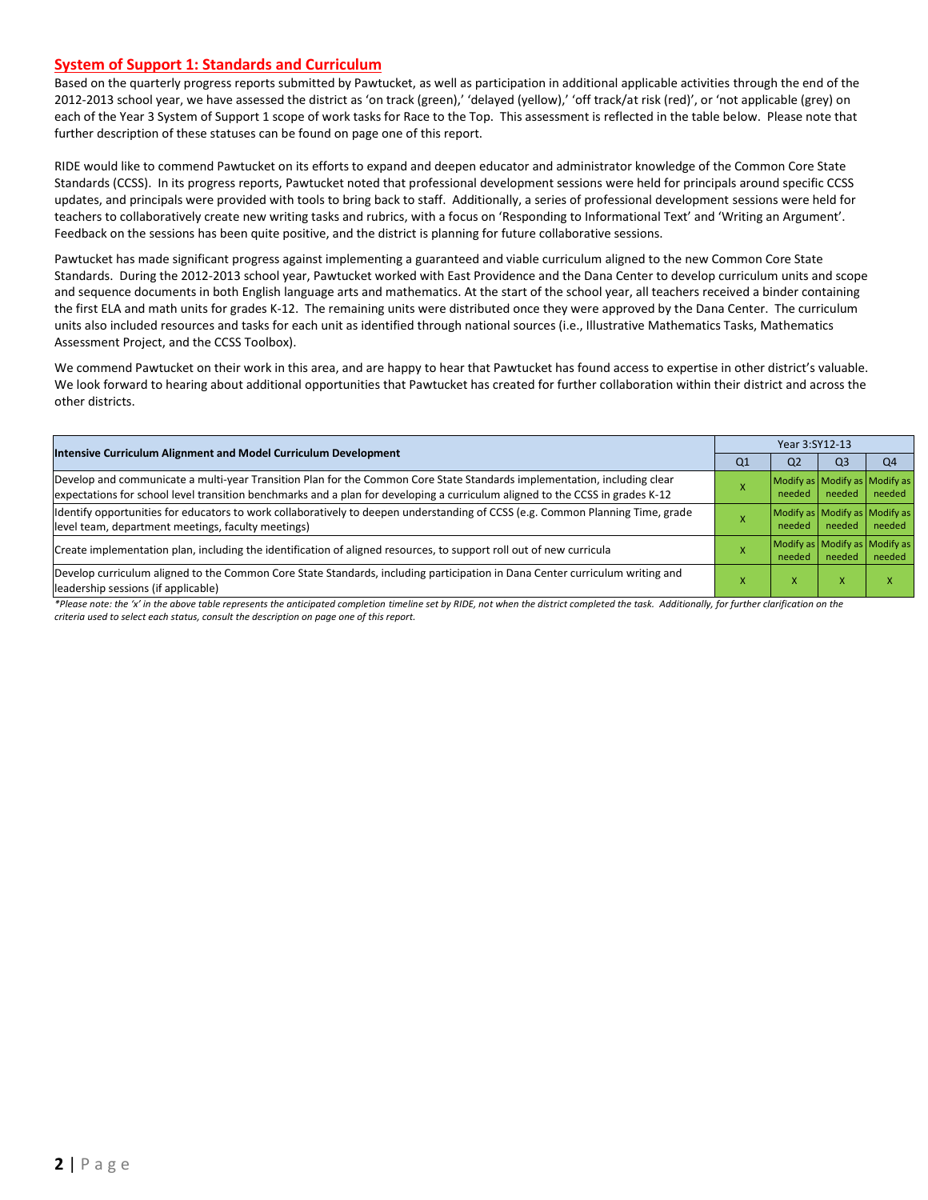## System of Support 1: Standards and Curriculum

Based on the quarterly progress reports submitted by Pawtucket, as well as participation in additional applicable activities through the end of the 2012-2013 school year, we have assessed the district as 'on track (green),' 'delayed (yellow),' 'off track/at risk (red)', or 'not applicable (grey) on each of the Year 3 System of Support 1 scope of work tasks for Race to the Top. This assessment is reflected in the table below. Please note that further description of these statuses can be found on page one of this report.

RIDE would like to commend Pawtucket on its efforts to expand and deepen educator and administrator knowledge of the Common Core State Standards (CCSS). In its progress reports, Pawtucket noted that professional development sessions were held for principals around specific CCSS updates, and principals were provided with tools to bring back to staff. Additionally, a series of professional development sessions were held for teachers to collaboratively create new writing tasks and rubrics, with a focus on 'Responding to Informational Text' and 'Writing an Argument'. Feedback on the sessions has been quite positive, and the district is planning for future collaborative sessions.

Pawtucket has made significant progress against implementing a guaranteed and viable curriculum aligned to the new Common Core State Standards. During the 2012-2013 school year, Pawtucket worked with East Providence and the Dana Center to develop curriculum units and scope and sequence documents in both English language arts and mathematics. At the start of the school year, all teachers received a binder containing the first ELA and math units for grades K-12. The remaining units were distributed once they were approved by the Dana Center. The curriculum units also included resources and tasks for each unit as identified through national sources (i.e., Illustrative Mathematics Tasks, Mathematics Assessment Project, and the CCSS Toolbox).

We commend Pawtucket on their work in this area, and are happy to hear that Pawtucket has found access to expertise in other district's valuable. We look forward to hearing about additional opportunities that Pawtucket has created for further collaboration within their district and across the other districts.

| Intensive Curriculum Alignment and Model Curriculum Development | Year 3:SY12-13 | | | |
|---|---|---|---|---|
| | Q1 | Q2 | Q3 | Q4 |
| Develop and communicate a multi-year Transition Plan for the Common Core State Standards implementation, including clear expectations for school level transition benchmarks and a plan for developing a curriculum aligned to the CCSS in grades K-12 | X | Modify as needed | Modify as needed | Modify as needed |
| Identify opportunities for educators to work collaboratively to deepen understanding of CCSS (e.g. Common Planning Time, grade level team, department meetings, faculty meetings) | X | Modify as needed | Modify as needed | Modify as needed |
| Create implementation plan, including the identification of aligned resources, to support roll out of new curricula | X | Modify as needed | Modify as needed | Modify as needed |
| Develop curriculum aligned to the Common Core State Standards, including participation in Dana Center curriculum writing and leadership sessions (if applicable) | X | X | X | X |

*\*Please note: the 'x' in the above table represents the anticipated completion timeline set by RIDE, not when the district completed the task. Additionally, for further clarification on the criteria used to select each status, consult the description on page one of this report.*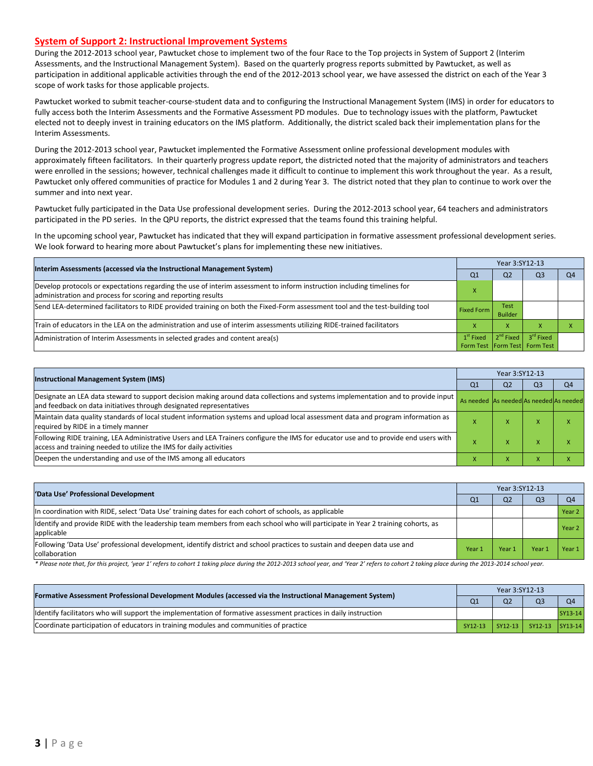## System of Support 2: Instructional Improvement Systems

During the 2012-2013 school year, Pawtucket chose to implement two of the four Race to the Top projects in System of Support 2 (Interim Assessments, and the Instructional Management System). Based on the quarterly progress reports submitted by Pawtucket, as well as participation in additional applicable activities through the end of the 2012-2013 school year, we have assessed the district on each of the Year 3 scope of work tasks for those applicable projects.

Pawtucket worked to submit teacher-course-student data and to configuring the Instructional Management System (IMS) in order for educators to fully access both the Interim Assessments and the Formative Assessment PD modules. Due to technology issues with the platform, Pawtucket elected not to deeply invest in training educators on the IMS platform. Additionally, the district scaled back their implementation plans for the Interim Assessments.

During the 2012-2013 school year, Pawtucket implemented the Formative Assessment online professional development modules with approximately fifteen facilitators. In their quarterly progress update report, the districted noted that the majority of administrators and teachers were enrolled in the sessions; however, technical challenges made it difficult to continue to implement this work throughout the year. As a result, Pawtucket only offered communities of practice for Modules 1 and 2 during Year 3. The district noted that they plan to continue to work over the summer and into next year.

Pawtucket fully participated in the Data Use professional development series. During the 2012-2013 school year, 64 teachers and administrators participated in the PD series. In the QPU reports, the district expressed that the teams found this training helpful.

In the upcoming school year, Pawtucket has indicated that they will expand participation in formative assessment professional development series. We look forward to hearing more about Pawtucket's plans for implementing these new initiatives.

| Interim Assessments (accessed via the Instructional Management System) | Year 3:SY12-13 | | | |
|---|---|---|---|---|
| | Q1 | Q2 | Q3 | Q4 |
| Develop protocols or expectations regarding the use of interim assessment to inform instruction including timelines for administration and process for scoring and reporting results | x | | | |
| Send LEA-determined facilitators to RIDE provided training on both the Fixed-Form assessment tool and the test-building tool | Fixed Form | Test Builder | | |
| Train of educators in the LEA on the administration and use of interim assessments utilizing RIDE-trained facilitators | x | x | x | x |
| Administration of Interim Assessments in selected grades and content area(s) | 1st Fixed Form Test | 2nd Fixed Form Test | 3rd Fixed Form Test | |

| Instructional Management System (IMS) | Year 3:SY12-13 | | | |
|---|---|---|---|---|
| | Q1 | Q2 | Q3 | Q4 |
| Designate an LEA data steward to support decision making around data collections and systems implementation and to provide input and feedback on data initiatives through designated representatives | As needed | As needed | As needed | As needed |
| Maintain data quality standards of local student information systems and upload local assessment data and program information as required by RIDE in a timely manner | x | x | x | x |
| Following RIDE training, LEA Administrative Users and LEA Trainers configure the IMS for educator use and to provide end users with access and training needed to utilize the IMS for daily activities | x | x | x | x |
| Deepen the understanding and use of the IMS among all educators | x | x | x | x |

| 'Data Use' Professional Development | Year 3:SY12-13 | | | |
|---|---|---|---|---|
| | Q1 | Q2 | Q3 | Q4 |
| In coordination with RIDE, select 'Data Use' training dates for each cohort of schools, as applicable | | | | Year 2 |
| Identify and provide RIDE with the leadership team members from each school who will participate in Year 2 training cohorts, as applicable | | | | Year 2 |
| Following 'Data Use' professional development, identify district and school practices to sustain and deepen data use and collaboration | Year 1 | Year 1 | Year 1 | Year 1 |

*\* Please note that, for this project, 'year 1' refers to cohort 1 taking place during the 2012-2013 school year, and 'Year 2' refers to cohort 2 taking place during the 2013-2014 school year.*

| Formative Assessment Professional Development Modules (accessed via the Instructional Management System) | Year 3:SY12-13 | | | |
|---|---|---|---|---|
| | Q1 | Q2 | Q3 | Q4 |
| Identify facilitators who will support the implementation of formative assessment practices in daily instruction | | | | SY13-14 |
| Coordinate participation of educators in training modules and communities of practice | SY12-13 | SY12-13 | SY12-13 | SY13-14 |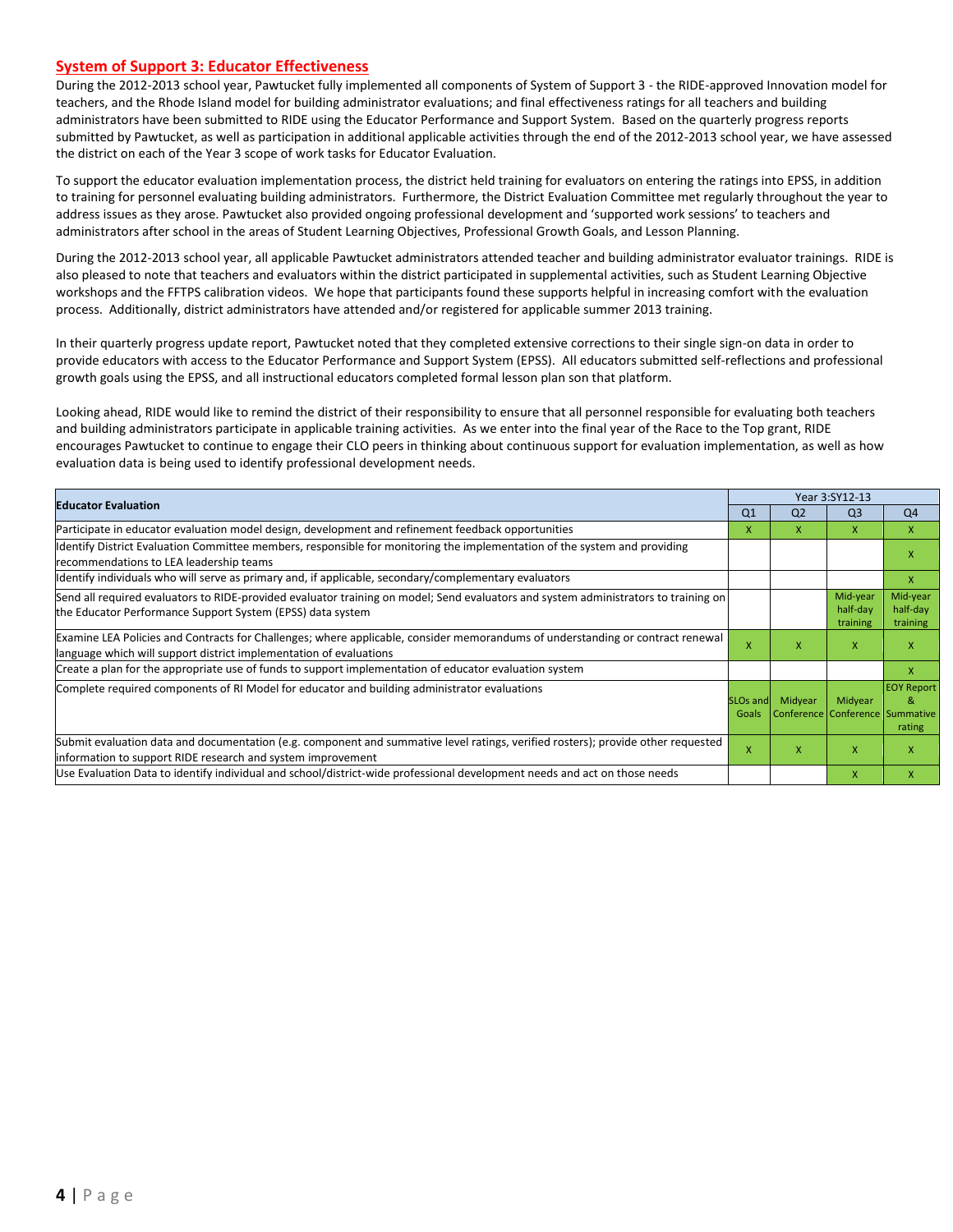## System of Support 3: Educator Effectiveness

During the 2012-2013 school year, Pawtucket fully implemented all components of System of Support 3 - the RIDE-approved Innovation model for teachers, and the Rhode Island model for building administrator evaluations; and final effectiveness ratings for all teachers and building administrators have been submitted to RIDE using the Educator Performance and Support System. Based on the quarterly progress reports submitted by Pawtucket, as well as participation in additional applicable activities through the end of the 2012-2013 school year, we have assessed the district on each of the Year 3 scope of work tasks for Educator Evaluation.

To support the educator evaluation implementation process, the district held training for evaluators on entering the ratings into EPSS, in addition to training for personnel evaluating building administrators. Furthermore, the District Evaluation Committee met regularly throughout the year to address issues as they arose. Pawtucket also provided ongoing professional development and 'supported work sessions' to teachers and administrators after school in the areas of Student Learning Objectives, Professional Growth Goals, and Lesson Planning.

During the 2012-2013 school year, all applicable Pawtucket administrators attended teacher and building administrator evaluator trainings. RIDE is also pleased to note that teachers and evaluators within the district participated in supplemental activities, such as Student Learning Objective workshops and the FFTPS calibration videos. We hope that participants found these supports helpful in increasing comfort with the evaluation process. Additionally, district administrators have attended and/or registered for applicable summer 2013 training.

In their quarterly progress update report, Pawtucket noted that they completed extensive corrections to their single sign-on data in order to provide educators with access to the Educator Performance and Support System (EPSS). All educators submitted self-reflections and professional growth goals using the EPSS, and all instructional educators completed formal lesson plan son that platform.

Looking ahead, RIDE would like to remind the district of their responsibility to ensure that all personnel responsible for evaluating both teachers and building administrators participate in applicable training activities. As we enter into the final year of the Race to the Top grant, RIDE encourages Pawtucket to continue to engage their CLO peers in thinking about continuous support for evaluation implementation, as well as how evaluation data is being used to identify professional development needs.

| Educator Evaluation | Year 3:SY12-13 | | | |
|---|---|---|---|---|
| | Q1 | Q2 | Q3 | Q4 |
| Participate in educator evaluation model design, development and refinement feedback opportunities | X | X | X | X |
| Identify District Evaluation Committee members, responsible for monitoring the implementation of the system and providing recommendations to LEA leadership teams | | | | X |
| Identify individuals who will serve as primary and, if applicable, secondary/complementary evaluators | | | | X |
| Send all required evaluators to RIDE-provided evaluator training on model; Send evaluators and system administrators to training on the Educator Performance Support System (EPSS) data system | | | Mid-year half-day training | Mid-year half-day training |
| Examine LEA Policies and Contracts for Challenges; where applicable, consider memorandums of understanding or contract renewal language which will support district implementation of evaluations | X | X | X | X |
| Create a plan for the appropriate use of funds to support implementation of educator evaluation system | | | | X |
| Complete required components of RI Model for educator and building administrator evaluations | SLOs and Goals | Midyear Conference | Midyear Conference | EOY Report & Summative rating |
| Submit evaluation data and documentation (e.g. component and summative level ratings, verified rosters); provide other requested information to support RIDE research and system improvement | X | X | X | X |
| Use Evaluation Data to identify individual and school/district-wide professional development needs and act on those needs | | | X | X |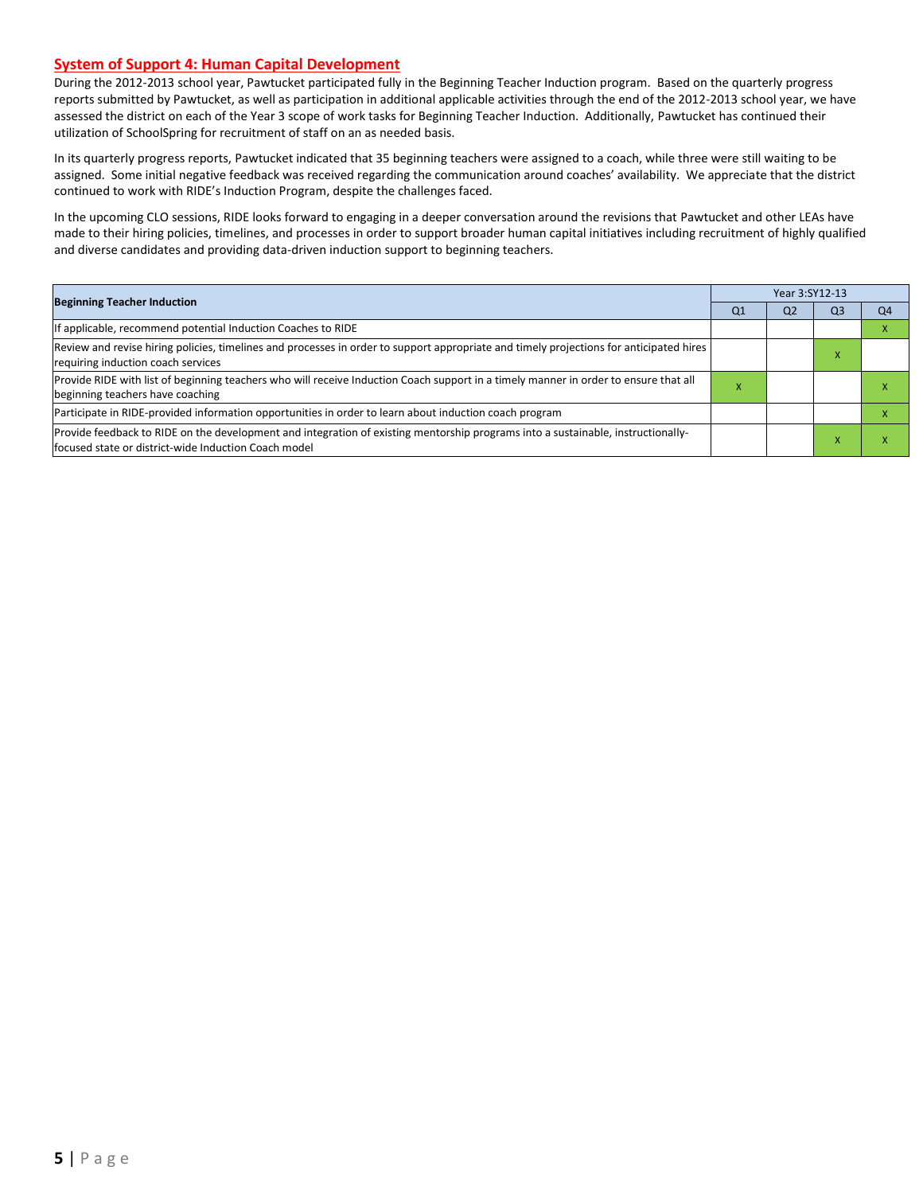## System of Support 4: Human Capital Development

During the 2012-2013 school year, Pawtucket participated fully in the Beginning Teacher Induction program. Based on the quarterly progress reports submitted by Pawtucket, as well as participation in additional applicable activities through the end of the 2012-2013 school year, we have assessed the district on each of the Year 3 scope of work tasks for Beginning Teacher Induction. Additionally, Pawtucket has continued their utilization of SchoolSpring for recruitment of staff on an as needed basis.

In its quarterly progress reports, Pawtucket indicated that 35 beginning teachers were assigned to a coach, while three were still waiting to be assigned. Some initial negative feedback was received regarding the communication around coaches' availability. We appreciate that the district continued to work with RIDE's Induction Program, despite the challenges faced.

In the upcoming CLO sessions, RIDE looks forward to engaging in a deeper conversation around the revisions that Pawtucket and other LEAs have made to their hiring policies, timelines, and processes in order to support broader human capital initiatives including recruitment of highly qualified and diverse candidates and providing data-driven induction support to beginning teachers.

| **Beginning Teacher Induction** | Year 3:SY12-13 | | | |
|---|---|---|---|---|
| | Q1 | Q2 | Q3 | Q4 |
| If applicable, recommend potential Induction Coaches to RIDE | | | | X |
| Review and revise hiring policies, timelines and processes in order to support appropriate and timely projections for anticipated hires requiring induction coach services | | | X | |
| Provide RIDE with list of beginning teachers who will receive Induction Coach support in a timely manner in order to ensure that all beginning teachers have coaching | X | | | X |
| Participate in RIDE-provided information opportunities in order to learn about induction coach program | | | | X |
| Provide feedback to RIDE on the development and integration of existing mentorship programs into a sustainable, instructionally-focused state or district-wide Induction Coach model | | | X | X |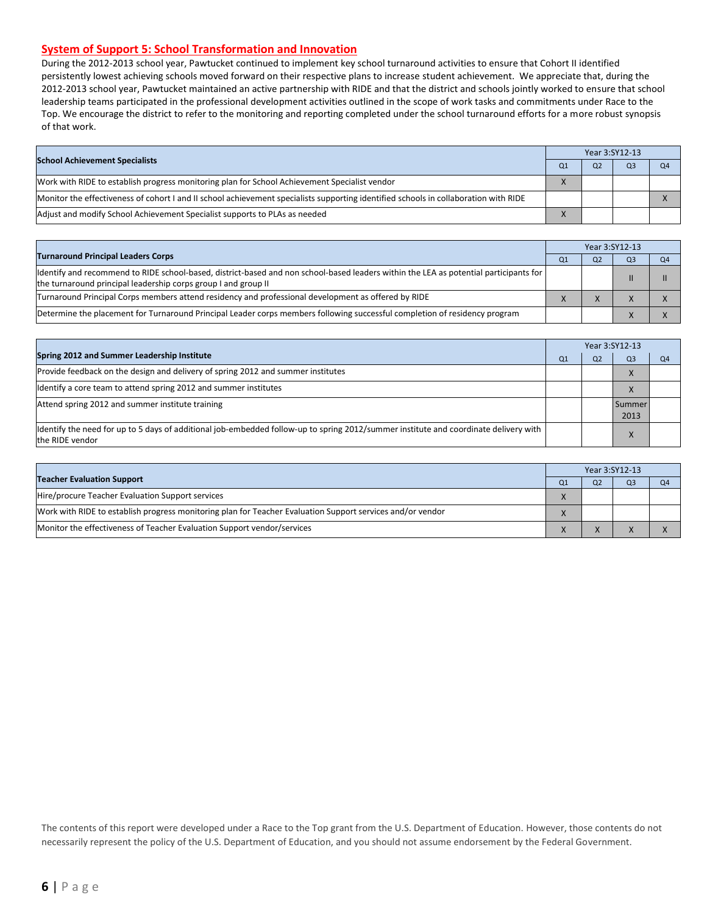## System of Support 5: School Transformation and Innovation

During the 2012-2013 school year, Pawtucket continued to implement key school turnaround activities to ensure that Cohort II identified persistently lowest achieving schools moved forward on their respective plans to increase student achievement. We appreciate that, during the 2012-2013 school year, Pawtucket maintained an active partnership with RIDE and that the district and schools jointly worked to ensure that school leadership teams participated in the professional development activities outlined in the scope of work tasks and commitments under Race to the Top. We encourage the district to refer to the monitoring and reporting completed under the school turnaround efforts for a more robust synopsis of that work.

| School Achievement Specialists | Year 3:SY12-13 | | | |
|---|---|---|---|---|
| | Q1 | Q2 | Q3 | Q4 |
| Work with RIDE to establish progress monitoring plan for School Achievement Specialist vendor | X | | | |
| Monitor the effectiveness of cohort I and II school achievement specialists supporting identified schools in collaboration with RIDE | | | | X |
| Adjust and modify School Achievement Specialist supports to PLAs as needed | X | | | |

| Turnaround Principal Leaders Corps | Year 3:SY12-13 | | | |
|---|---|---|---|---|
| | Q1 | Q2 | Q3 | Q4 |
| Identify and recommend to RIDE school-based, district-based and non school-based leaders within the LEA as potential participants for the turnaround principal leadership corps group I and group II | | | II | II |
| Turnaround Principal Corps members attend residency and professional development as offered by RIDE | X | X | X | X |
| Determine the placement for Turnaround Principal Leader corps members following successful completion of residency program | | | X | X |

| Spring 2012 and Summer Leadership Institute | Year 3:SY12-13 | | | |
|---|---|---|---|---|
| | Q1 | Q2 | Q3 | Q4 |
| Provide feedback on the design and delivery of spring 2012 and summer institutes | | | X | |
| Identify a core team to attend spring 2012 and summer institutes | | | X | |
| Attend spring 2012 and summer institute training | | | Summer 2013 | |
| Identify the need for up to 5 days of additional job-embedded follow-up to spring 2012/summer institute and coordinate delivery with the RIDE vendor | | | X | |

| Teacher Evaluation Support | Year 3:SY12-13 | | | |
|---|---|---|---|---|
| | Q1 | Q2 | Q3 | Q4 |
| Hire/procure Teacher Evaluation Support services | X | | | |
| Work with RIDE to establish progress monitoring plan for Teacher Evaluation Support services and/or vendor | X | | | |
| Monitor the effectiveness of Teacher Evaluation Support vendor/services | X | X | X | X |

The contents of this report were developed under a Race to the Top grant from the U.S. Department of Education. However, those contents do not necessarily represent the policy of the U.S. Department of Education, and you should not assume endorsement by the Federal Government.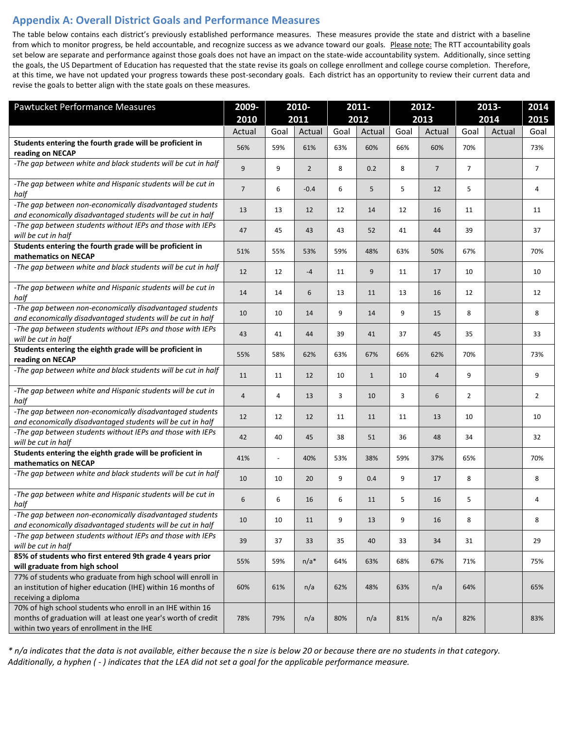## Appendix A: Overall District Goals and Performance Measures

The table below contains each district's previously established performance measures. These measures provide the state and district with a baseline from which to monitor progress, be held accountable, and recognize success as we advance toward our goals. Please note: The RTT accountability goals set below are separate and performance against those goals does not have an impact on the state-wide accountability system. Additionally, since setting the goals, the US Department of Education has requested that the state revise its goals on college enrollment and college course completion. Therefore, at this time, we have not updated your progress towards these post-secondary goals. Each district has an opportunity to review their current data and revise the goals to better align with the state goals on these measures.

| Pawtucket Performance Measures | 2009-2010 | 2010-2011 | | 2011-2012 | | 2012-2013 | | 2013-2014 | | 2014 2015 |
|---|---|---|---|---|---|---|---|---|---|---|
| | Actual | Goal | Actual | Goal | Actual | Goal | Actual | Goal | Actual | Goal |
| **Students entering the fourth grade will be proficient in reading on NECAP** | 56% | 59% | 61% | 63% | 60% | 66% | 60% | 70% | | 73% |
| *-The gap between white and black students will be cut in half* | 9 | 9 | 2 | 8 | 0.2 | 8 | 7 | 7 | | 7 |
| *-The gap between white and Hispanic students will be cut in half* | 7 | 6 | -0.4 | 6 | 5 | 5 | 12 | 5 | | 4 |
| *-The gap between non-economically disadvantaged students and economically disadvantaged students will be cut in half* | 13 | 13 | 12 | 12 | 14 | 12 | 16 | 11 | | 11 |
| *-The gap between students without IEPs and those with IEPs will be cut in half* | 47 | 45 | 43 | 43 | 52 | 41 | 44 | 39 | | 37 |
| **Students entering the fourth grade will be proficient in mathematics on NECAP** | 51% | 55% | 53% | 59% | 48% | 63% | 50% | 67% | | 70% |
| *-The gap between white and black students will be cut in half* | 12 | 12 | -4 | 11 | 9 | 11 | 17 | 10 | | 10 |
| *-The gap between white and Hispanic students will be cut in half* | 14 | 14 | 6 | 13 | 11 | 13 | 16 | 12 | | 12 |
| *-The gap between non-economically disadvantaged students and economically disadvantaged students will be cut in half* | 10 | 10 | 14 | 9 | 14 | 9 | 15 | 8 | | 8 |
| *-The gap between students without IEPs and those with IEPs will be cut in half* | 43 | 41 | 44 | 39 | 41 | 37 | 45 | 35 | | 33 |
| **Students entering the eighth grade will be proficient in reading on NECAP** | 55% | 58% | 62% | 63% | 67% | 66% | 62% | 70% | | 73% |
| *-The gap between white and black students will be cut in half* | 11 | 11 | 12 | 10 | 1 | 10 | 4 | 9 | | 9 |
| *-The gap between white and Hispanic students will be cut in half* | 4 | 4 | 13 | 3 | 10 | 3 | 6 | 2 | | 2 |
| *-The gap between non-economically disadvantaged students and economically disadvantaged students will be cut in half* | 12 | 12 | 12 | 11 | 11 | 11 | 13 | 10 | | 10 |
| *-The gap between students without IEPs and those with IEPs will be cut in half* | 42 | 40 | 45 | 38 | 51 | 36 | 48 | 34 | | 32 |
| **Students entering the eighth grade will be proficient in mathematics on NECAP** | 41% | - | 40% | 53% | 38% | 59% | 37% | 65% | | 70% |
| *-The gap between white and black students will be cut in half* | 10 | 10 | 20 | 9 | 0.4 | 9 | 17 | 8 | | 8 |
| *-The gap between white and Hispanic students will be cut in half* | 6 | 6 | 16 | 6 | 11 | 5 | 16 | 5 | | 4 |
| *-The gap between non-economically disadvantaged students and economically disadvantaged students will be cut in half* | 10 | 10 | 11 | 9 | 13 | 9 | 16 | 8 | | 8 |
| *-The gap between students without IEPs and those with IEPs will be cut in half* | 39 | 37 | 33 | 35 | 40 | 33 | 34 | 31 | | 29 |
| **85% of students who first entered 9th grade 4 years prior will graduate from high school** | 55% | 59% | n/a* | 64% | 63% | 68% | 67% | 71% | | 75% |
| 77% of students who graduate from high school will enroll in an institution of higher education (IHE) within 16 months of receiving a diploma | 60% | 61% | n/a | 62% | 48% | 63% | n/a | 64% | | 65% |
| 70% of high school students who enroll in an IHE within 16 months of graduation will at least one year's worth of credit within two years of enrollment in the IHE | 78% | 79% | n/a | 80% | n/a | 81% | n/a | 82% | | 83% |

*\* n/a indicates that the data is not available, either because the n size is below 20 or because there are no students in that category. Additionally, a hyphen ( - ) indicates that the LEA did not set a goal for the applicable performance measure.*